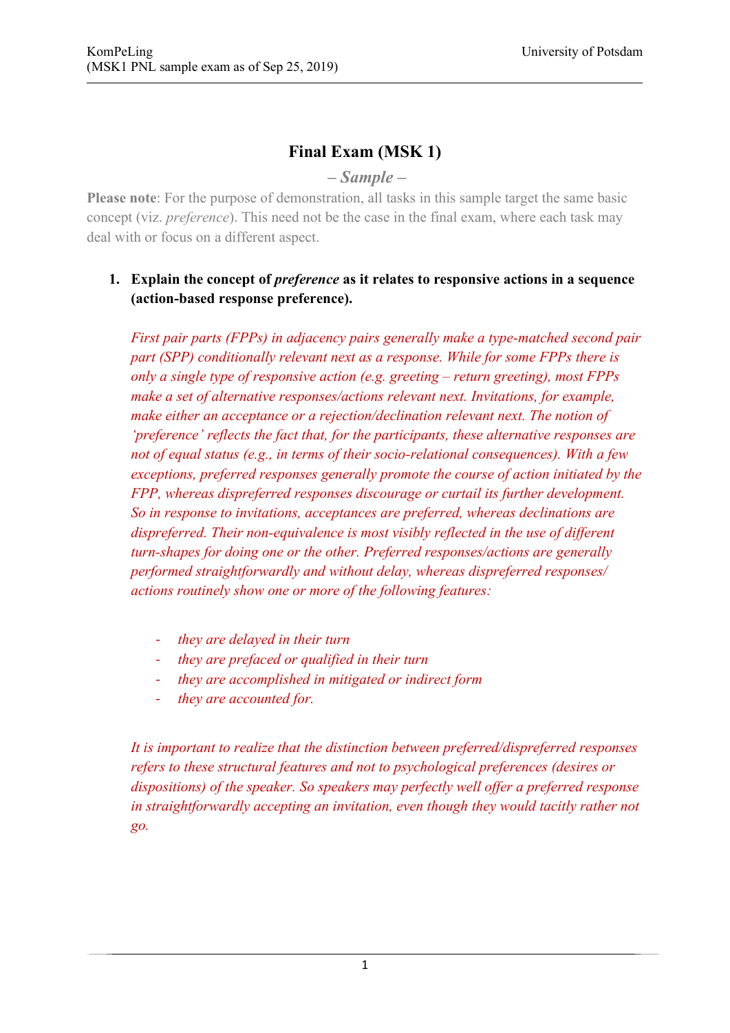# Final Exam (MSK 1)

### *– Sample –*

**Please note**: For the purpose of demonstration, all tasks in this sample target the same basic concept (viz. *preference*). This need not be the case in the final exam, where each task may deal with or focus on a different aspect.

1. **Explain the concept of *preference* as it relates to responsive actions in a sequence (action-based response preference).**

   *First pair parts (FPPs) in adjacency pairs generally make a type-matched second pair part (SPP) conditionally relevant next as a response. While for some FPPs there is only a single type of responsive action (e.g. greeting – return greeting), most FPPs make a set of alternative responses/actions relevant next. Invitations, for example, make either an acceptance or a rejection/declination relevant next. The notion of 'preference' reflects the fact that, for the participants, these alternative responses are not of equal status (e.g., in terms of their socio-relational consequences). With a few exceptions, preferred responses generally promote the course of action initiated by the FPP, whereas dispreferred responses discourage or curtail its further development. So in response to invitations, acceptances are preferred, whereas declinations are dispreferred. Their non-equivalence is most visibly reflected in the use of different turn-shapes for doing one or the other. Preferred responses/actions are generally performed straightforwardly and without delay, whereas dispreferred responses/ actions routinely show one or more of the following features:*

   - *they are delayed in their turn*
   - *they are prefaced or qualified in their turn*
   - *they are accomplished in mitigated or indirect form*
   - *they are accounted for.*

   *It is important to realize that the distinction between preferred/dispreferred responses refers to these structural features and not to psychological preferences (desires or dispositions) of the speaker. So speakers may perfectly well offer a preferred response in straightforwardly accepting an invitation, even though they would tacitly rather not go.*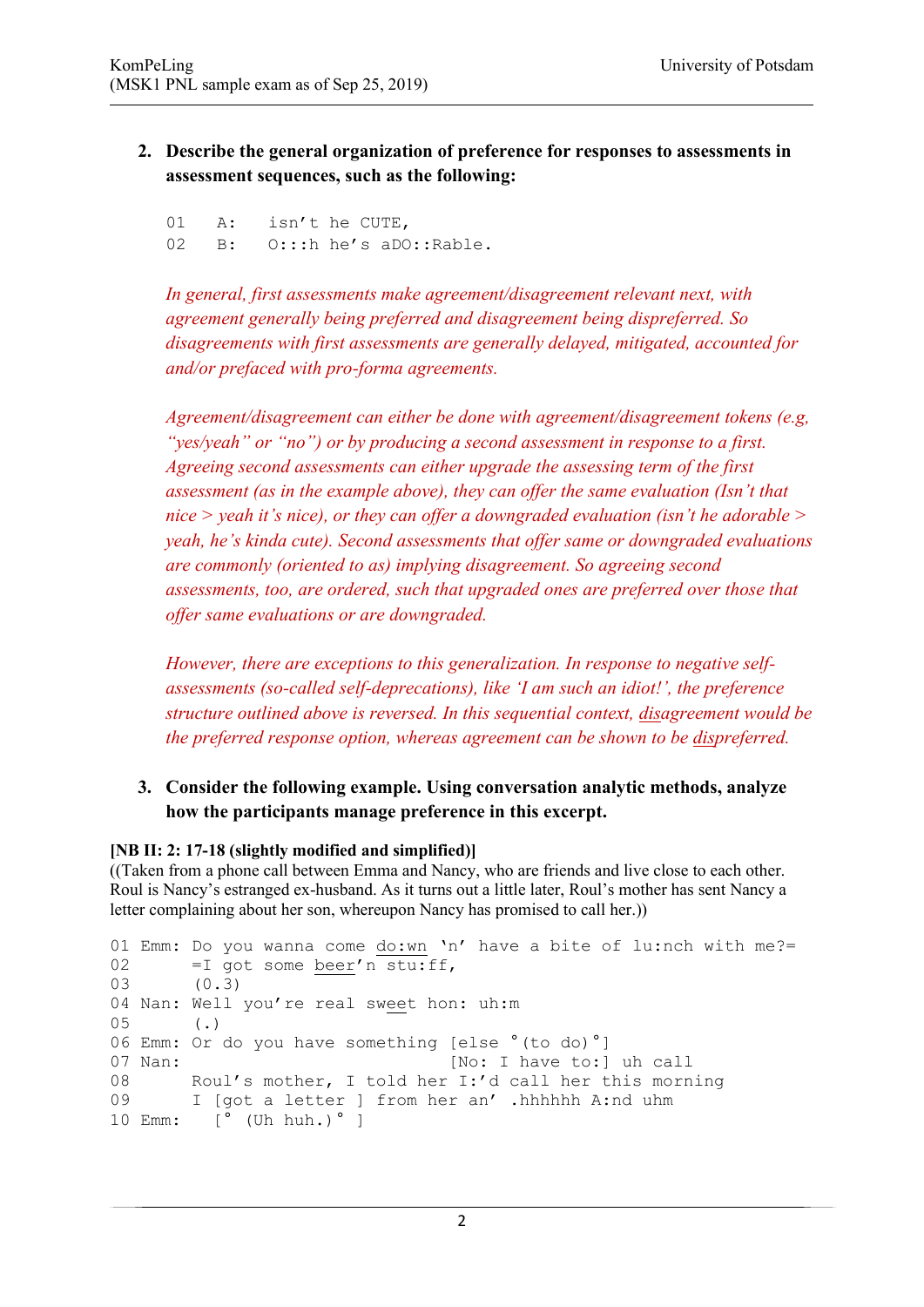2. **Describe the general organization of preference for responses to assessments in assessment sequences, such as the following:**

```
01   A:   isn't he CUTE,
02   B:   O:::h he's aDO::Rable.
```

*In general, first assessments make agreement/disagreement relevant next, with agreement generally being preferred and disagreement being dispreferred. So disagreements with first assessments are generally delayed, mitigated, accounted for and/or prefaced with pro-forma agreements.*

*Agreement/disagreement can either be done with agreement/disagreement tokens (e.g, "yes/yeah" or "no") or by producing a second assessment in response to a first. Agreeing second assessments can either upgrade the assessing term of the first assessment (as in the example above), they can offer the same evaluation (Isn't that nice > yeah it's nice), or they can offer a downgraded evaluation (isn't he adorable > yeah, he's kinda cute). Second assessments that offer same or downgraded evaluations are commonly (oriented to as) implying disagreement. So agreeing second assessments, too, are ordered, such that upgraded ones are preferred over those that offer same evaluations or are downgraded.*

*However, there are exceptions to this generalization. In response to negative self-assessments (so-called self-deprecations), like 'I am such an idiot!', the preference structure outlined above is reversed. In this sequential context, <u>dis</u>agreement would be the preferred response option, whereas agreement can be shown to be <u>dis</u>preferred.*

3. **Consider the following example. Using conversation analytic methods, analyze how the participants manage preference in this excerpt.**

**[NB II: 2: 17-18 (slightly modified and simplified)]**

((Taken from a phone call between Emma and Nancy, who are friends and live close to each other. Roul is Nancy's estranged ex-husband. As it turns out a little later, Roul's mother has sent Nancy a letter complaining about her son, whereupon Nancy has promised to call her.))

```
01 Emm: Do you wanna come do:wn 'n' have a bite of lu:nch with me?=
02      =I got some beer'n stu:ff,
03      (0.3)
04 Nan: Well you're real sweet hon: uh:m
05      (.)
06 Emm: Or do you have something [else °(to do)°]
07 Nan:                          [No: I have to:] uh call
08      Roul's mother, I told her I:'d call her this morning
09      I [got a letter ] from her an' .hhhhhh A:nd uhm
10 Emm:   [° (Uh huh.)° ]
```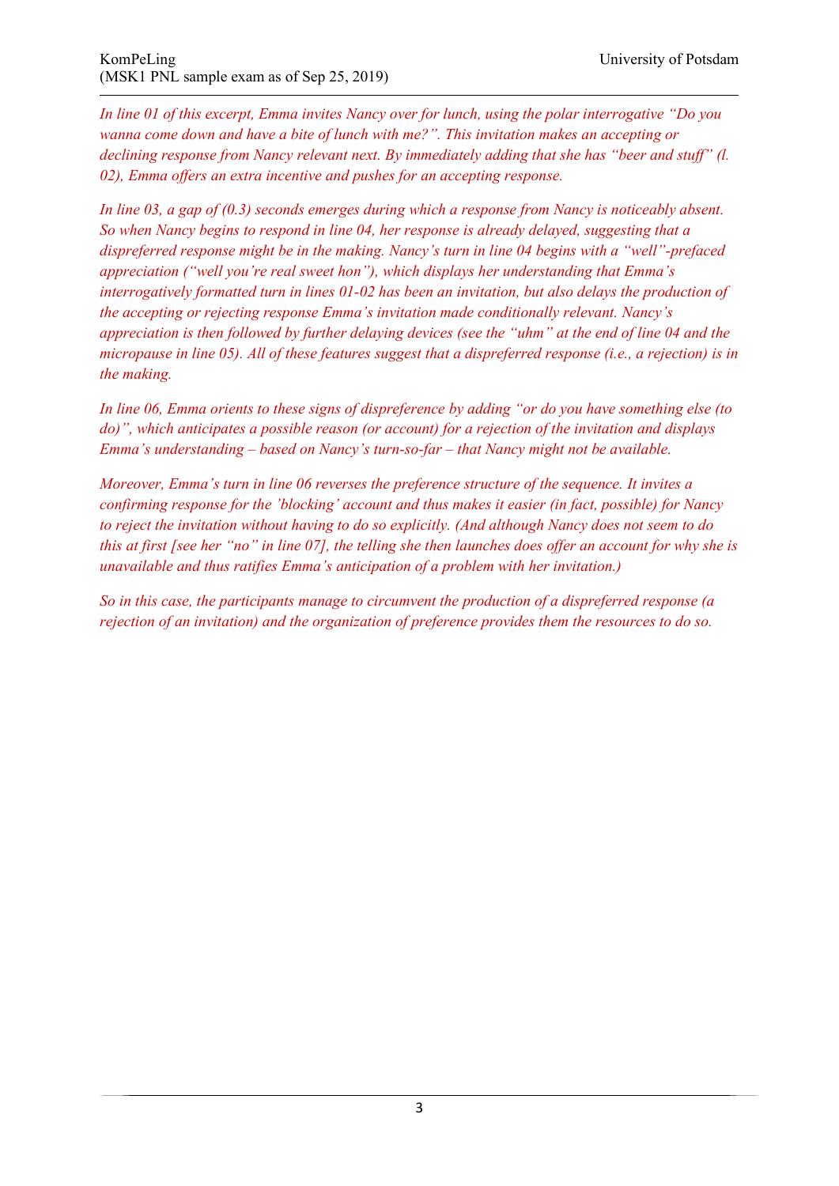*In line 01 of this excerpt, Emma invites Nancy over for lunch, using the polar interrogative "Do you wanna come down and have a bite of lunch with me?". This invitation makes an accepting or declining response from Nancy relevant next. By immediately adding that she has "beer and stuff" (l. 02), Emma offers an extra incentive and pushes for an accepting response.*

*In line 03, a gap of (0.3) seconds emerges during which a response from Nancy is noticeably absent. So when Nancy begins to respond in line 04, her response is already delayed, suggesting that a dispreferred response might be in the making. Nancy's turn in line 04 begins with a "well"-prefaced appreciation ("well you're real sweet hon"), which displays her understanding that Emma's interrogatively formatted turn in lines 01-02 has been an invitation, but also delays the production of the accepting or rejecting response Emma's invitation made conditionally relevant. Nancy's appreciation is then followed by further delaying devices (see the "uhm" at the end of line 04 and the micropause in line 05). All of these features suggest that a dispreferred response (i.e., a rejection) is in the making.*

*In line 06, Emma orients to these signs of dispreference by adding "or do you have something else (to do)", which anticipates a possible reason (or account) for a rejection of the invitation and displays Emma's understanding – based on Nancy's turn-so-far – that Nancy might not be available.*

*Moreover, Emma's turn in line 06 reverses the preference structure of the sequence. It invites a confirming response for the 'blocking' account and thus makes it easier (in fact, possible) for Nancy to reject the invitation without having to do so explicitly. (And although Nancy does not seem to do this at first [see her "no" in line 07], the telling she then launches does offer an account for why she is unavailable and thus ratifies Emma's anticipation of a problem with her invitation.)*

*So in this case, the participants manage to circumvent the production of a dispreferred response (a rejection of an invitation) and the organization of preference provides them the resources to do so.*